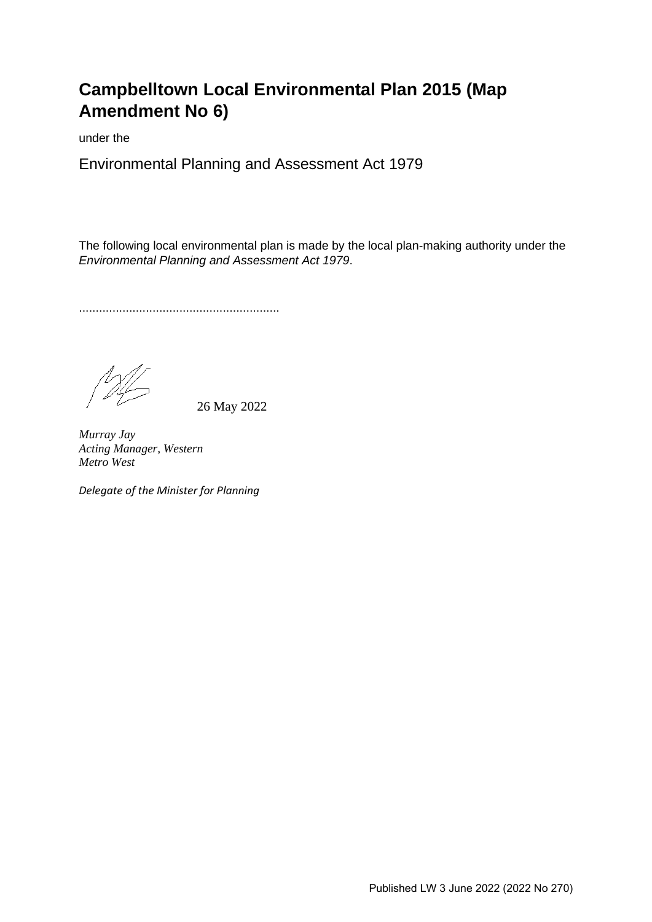# Campbelltown Local Environmental Plan 2015 (Map Amendment No 6)

under the

Environmental Planning and Assessment Act 1979

The following local environmental plan is made by the local plan-making authority under the *Environmental Planning and Assessment Act 1979*.

............................................................

26 May 2022

*Murray Jay*
*Acting Manager, Western*
*Metro West*

*Delegate of the Minister for Planning*

Published LW 3 June 2022 (2022 No 270)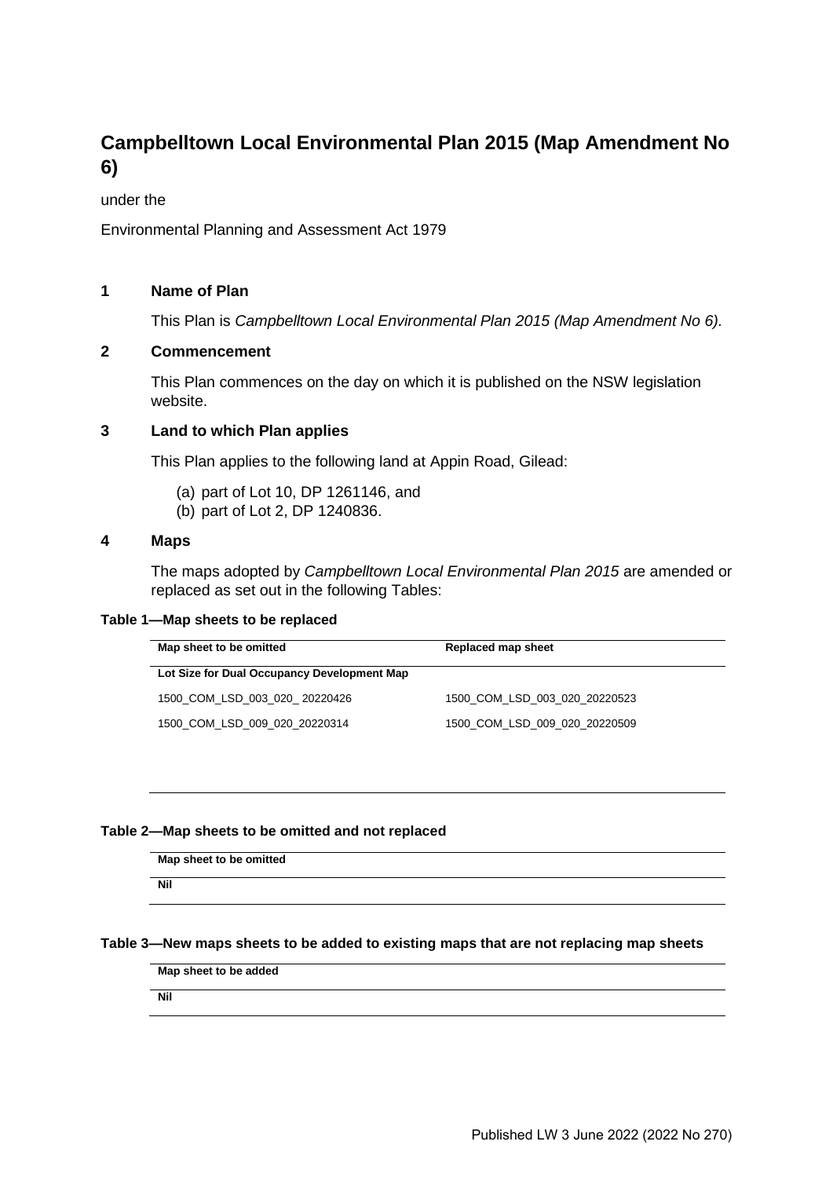# Campbelltown Local Environmental Plan 2015 (Map Amendment No 6)

under the

Environmental Planning and Assessment Act 1979

## 1 Name of Plan

This Plan is *Campbelltown Local Environmental Plan 2015 (Map Amendment No 6)*.

## 2 Commencement

This Plan commences on the day on which it is published on the NSW legislation website.

## 3 Land to which Plan applies

This Plan applies to the following land at Appin Road, Gilead:

(a) part of Lot 10, DP 1261146, and
(b) part of Lot 2, DP 1240836.

## 4 Maps

The maps adopted by *Campbelltown Local Environmental Plan 2015* are amended or replaced as set out in the following Tables:

**Table 1—Map sheets to be replaced**

| Map sheet to be omitted | Replaced map sheet |
|---|---|
| **Lot Size for Dual Occupancy Development Map** | |
| 1500_COM_LSD_003_020_ 20220426 | 1500_COM_LSD_003_020_20220523 |
| 1500_COM_LSD_009_020_20220314 | 1500_COM_LSD_009_020_20220509 |

**Table 2—Map sheets to be omitted and not replaced**

| Map sheet to be omitted |
|---|
| Nil |

**Table 3—New maps sheets to be added to existing maps that are not replacing map sheets**

| Map sheet to be added |
|---|
| Nil |

Published LW 3 June 2022 (2022 No 270)